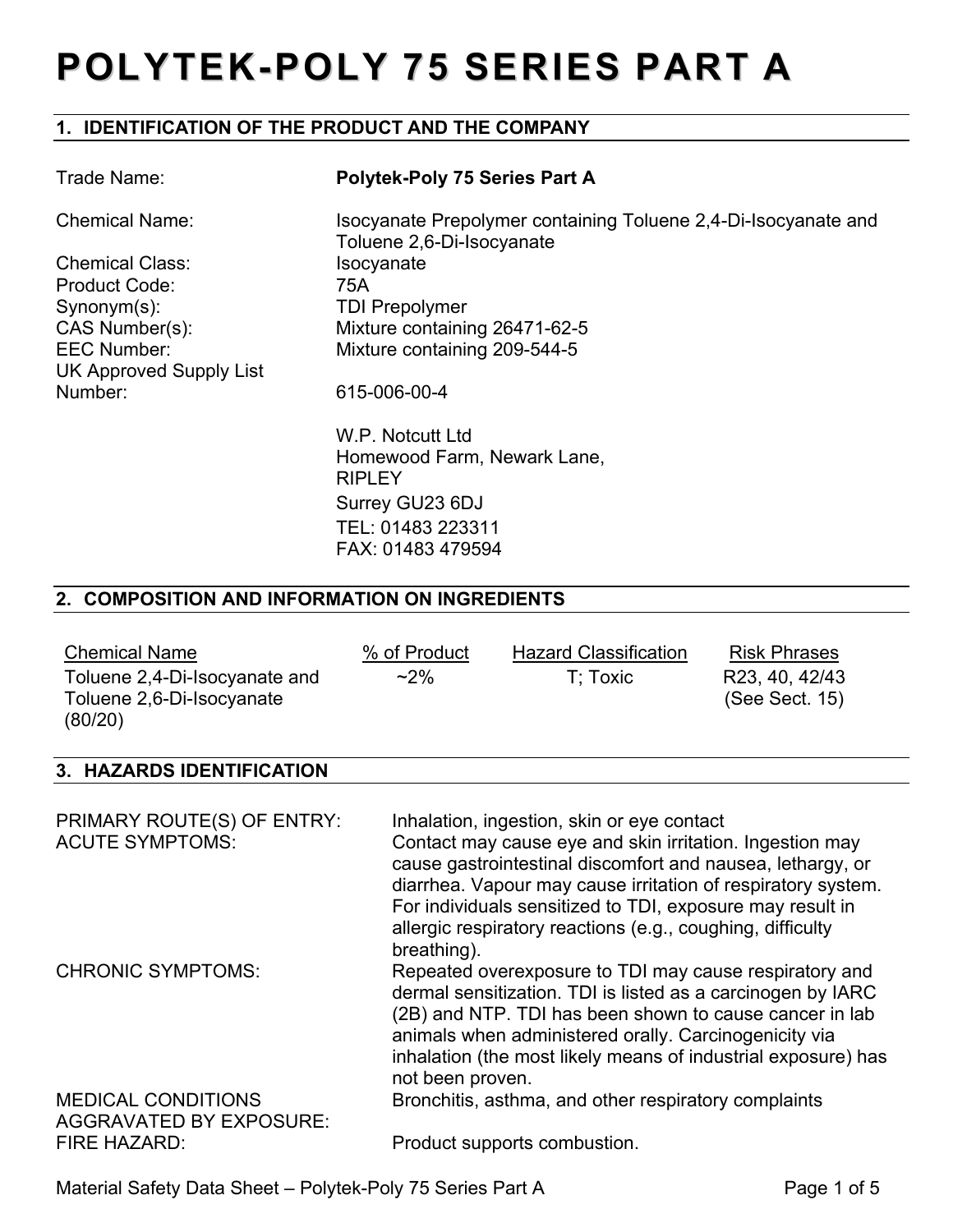# POLYTEK-POLY 75 SERIES PART A

## 1. IDENTIFICATION OF THE PRODUCT AND THE COMPANY

| | |
|---|---|
| Trade Name: | **Polytek-Poly 75 Series Part A** |
| Chemical Name: | Isocyanate Prepolymer containing Toluene 2,4-Di-Isocyanate and Toluene 2,6-Di-Isocyanate |
| Chemical Class: | Isocyanate |
| Product Code: | 75A |
| Synonym(s): | TDI Prepolymer |
| CAS Number(s): | Mixture containing 26471-62-5 |
| EEC Number: | Mixture containing 209-544-5 |
| UK Approved Supply List Number: | 615-006-00-4 |

W.P. Notcutt Ltd
Homewood Farm, Newark Lane,
RIPLEY
Surrey GU23 6DJ
TEL: 01483 223311
FAX: 01483 479594

## 2. COMPOSITION AND INFORMATION ON INGREDIENTS

| Chemical Name | % of Product | Hazard Classification | Risk Phrases |
|---|---|---|---|
| Toluene 2,4-Di-Isocyanate and Toluene 2,6-Di-Isocyanate (80/20) | ~2% | T; Toxic | R23, 40, 42/43 (See Sect. 15) |

## 3. HAZARDS IDENTIFICATION

| | |
|---|---|
| PRIMARY ROUTE(S) OF ENTRY: | Inhalation, ingestion, skin or eye contact |
| ACUTE SYMPTOMS: | Contact may cause eye and skin irritation. Ingestion may cause gastrointestinal discomfort and nausea, lethargy, or diarrhea. Vapour may cause irritation of respiratory system. For individuals sensitized to TDI, exposure may result in allergic respiratory reactions (e.g., coughing, difficulty breathing). |
| CHRONIC SYMPTOMS: | Repeated overexposure to TDI may cause respiratory and dermal sensitization. TDI is listed as a carcinogen by IARC (2B) and NTP. TDI has been shown to cause cancer in lab animals when administered orally. Carcinogenicity via inhalation (the most likely means of industrial exposure) has not been proven. |
| MEDICAL CONDITIONS AGGRAVATED BY EXPOSURE: | Bronchitis, asthma, and other respiratory complaints |
| FIRE HAZARD: | Product supports combustion. |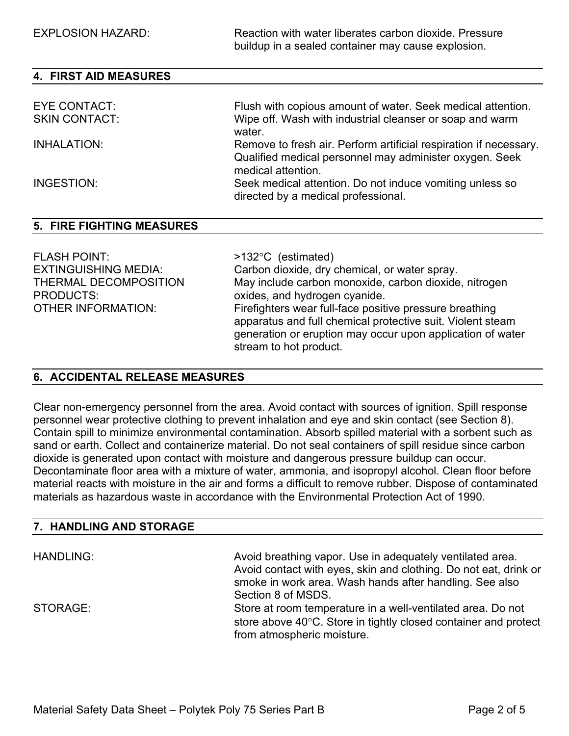| | |
|---|---|
| EXPLOSION HAZARD: | Reaction with water liberates carbon dioxide. Pressure buildup in a sealed container may cause explosion. |

## 4. FIRST AID MEASURES

| | |
|---|---|
| EYE CONTACT: | Flush with copious amount of water. Seek medical attention. |
| SKIN CONTACT: | Wipe off. Wash with industrial cleanser or soap and warm water. |
| INHALATION: | Remove to fresh air. Perform artificial respiration if necessary. Qualified medical personnel may administer oxygen. Seek medical attention. |
| INGESTION: | Seek medical attention. Do not induce vomiting unless so directed by a medical professional. |

## 5. FIRE FIGHTING MEASURES

| | |
|---|---|
| FLASH POINT: | >132°C (estimated) |
| EXTINGUISHING MEDIA: | Carbon dioxide, dry chemical, or water spray. |
| THERMAL DECOMPOSITION PRODUCTS: | May include carbon monoxide, carbon dioxide, nitrogen oxides, and hydrogen cyanide. |
| OTHER INFORMATION: | Firefighters wear full-face positive pressure breathing apparatus and full chemical protective suit. Violent steam generation or eruption may occur upon application of water stream to hot product. |

## 6. ACCIDENTAL RELEASE MEASURES

Clear non-emergency personnel from the area. Avoid contact with sources of ignition. Spill response personnel wear protective clothing to prevent inhalation and eye and skin contact (see Section 8). Contain spill to minimize environmental contamination. Absorb spilled material with a sorbent such as sand or earth. Collect and containerize material. Do not seal containers of spill residue since carbon dioxide is generated upon contact with moisture and dangerous pressure buildup can occur. Decontaminate floor area with a mixture of water, ammonia, and isopropyl alcohol. Clean floor before material reacts with moisture in the air and forms a difficult to remove rubber. Dispose of contaminated materials as hazardous waste in accordance with the Environmental Protection Act of 1990.

## 7. HANDLING AND STORAGE

| | |
|---|---|
| HANDLING: | Avoid breathing vapor. Use in adequately ventilated area. Avoid contact with eyes, skin and clothing. Do not eat, drink or smoke in work area. Wash hands after handling. See also Section 8 of MSDS. |
| STORAGE: | Store at room temperature in a well-ventilated area. Do not store above 40°C. Store in tightly closed container and protect from atmospheric moisture. |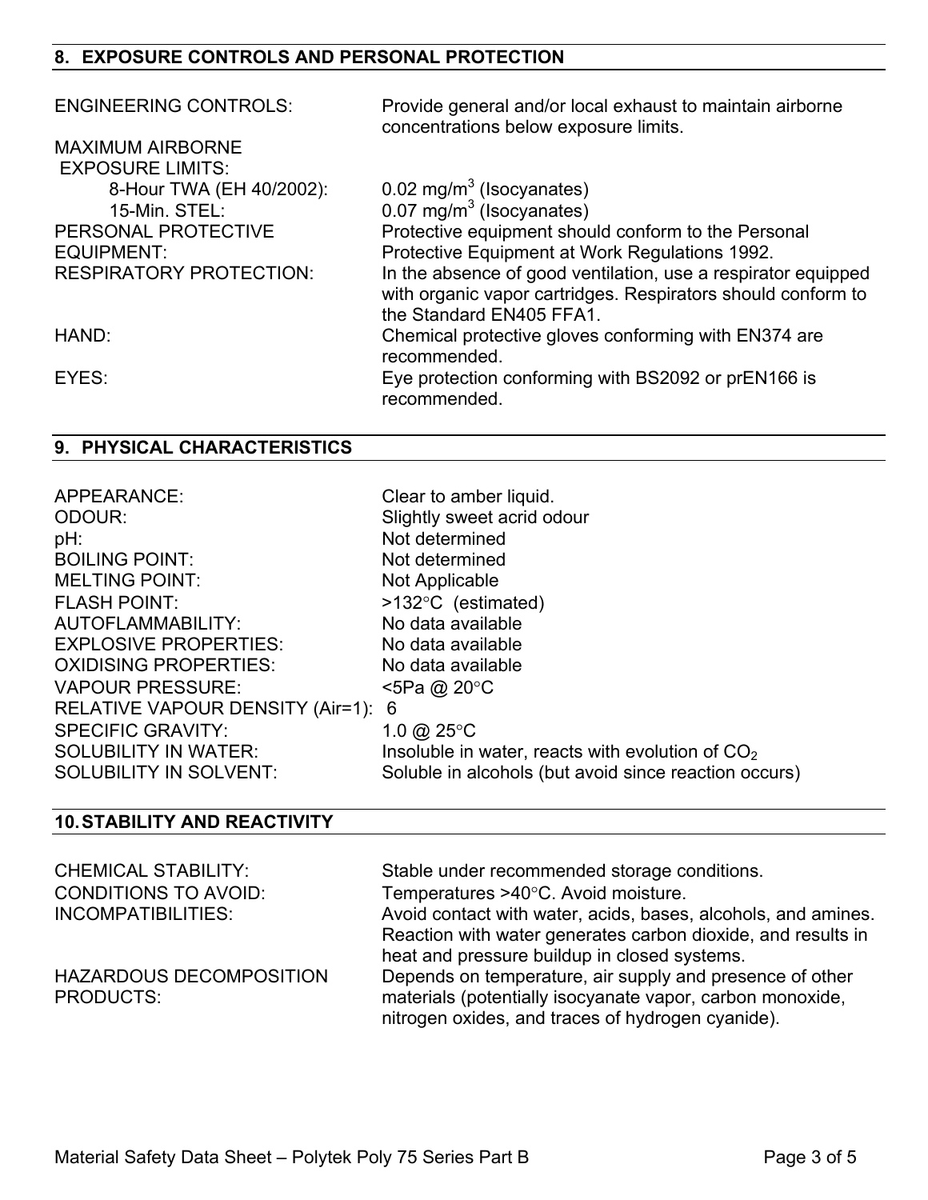## 8. EXPOSURE CONTROLS AND PERSONAL PROTECTION

| | |
|---|---|
| ENGINEERING CONTROLS: | Provide general and/or local exhaust to maintain airborne concentrations below exposure limits. |
| MAXIMUM AIRBORNE EXPOSURE LIMITS: | |
| 8-Hour TWA (EH 40/2002): | 0.02 mg/m$^3$ (Isocyanates) |
| 15-Min. STEL: | 0.07 mg/m$^3$ (Isocyanates) |
| PERSONAL PROTECTIVE EQUIPMENT: | Protective equipment should conform to the Personal Protective Equipment at Work Regulations 1992. |
| RESPIRATORY PROTECTION: | In the absence of good ventilation, use a respirator equipped with organic vapor cartridges. Respirators should conform to the Standard EN405 FFA1. |
| HAND: | Chemical protective gloves conforming with EN374 are recommended. |
| EYES: | Eye protection conforming with BS2092 or prEN166 is recommended. |

## 9. PHYSICAL CHARACTERISTICS

| | |
|---|---|
| APPEARANCE: | Clear to amber liquid. |
| ODOUR: | Slightly sweet acrid odour |
| pH: | Not determined |
| BOILING POINT: | Not determined |
| MELTING POINT: | Not Applicable |
| FLASH POINT: | >132°C (estimated) |
| AUTOFLAMMABILITY: | No data available |
| EXPLOSIVE PROPERTIES: | No data available |
| OXIDISING PROPERTIES: | No data available |
| VAPOUR PRESSURE: | <5Pa @ 20°C |
| RELATIVE VAPOUR DENSITY (Air=1): | 6 |
| SPECIFIC GRAVITY: | 1.0 @ 25°C |
| SOLUBILITY IN WATER: | Insoluble in water, reacts with evolution of $CO_2$ |
| SOLUBILITY IN SOLVENT: | Soluble in alcohols (but avoid since reaction occurs) |

## 10. STABILITY AND REACTIVITY

| | |
|---|---|
| CHEMICAL STABILITY: | Stable under recommended storage conditions. |
| CONDITIONS TO AVOID: | Temperatures >40°C. Avoid moisture. |
| INCOMPATIBILITIES: | Avoid contact with water, acids, bases, alcohols, and amines. Reaction with water generates carbon dioxide, and results in heat and pressure buildup in closed systems. |
| HAZARDOUS DECOMPOSITION PRODUCTS: | Depends on temperature, air supply and presence of other materials (potentially isocyanate vapor, carbon monoxide, nitrogen oxides, and traces of hydrogen cyanide). |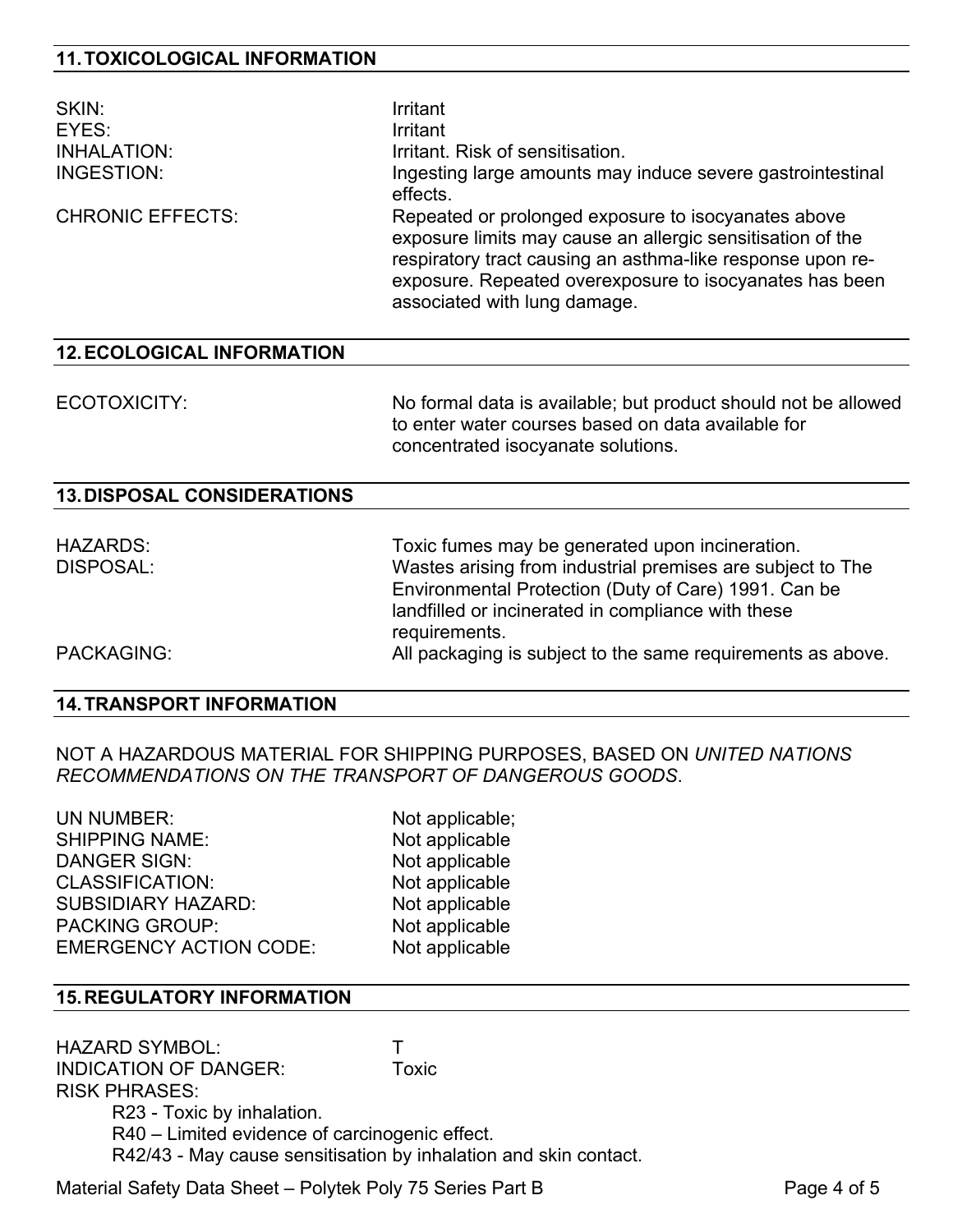## 11. TOXICOLOGICAL INFORMATION

| | |
|---|---|
| SKIN: | Irritant |
| EYES: | Irritant |
| INHALATION: | Irritant. Risk of sensitisation. |
| INGESTION: | Ingesting large amounts may induce severe gastrointestinal effects. |
| CHRONIC EFFECTS: | Repeated or prolonged exposure to isocyanates above exposure limits may cause an allergic sensitisation of the respiratory tract causing an asthma-like response upon re-exposure. Repeated overexposure to isocyanates has been associated with lung damage. |

## 12. ECOLOGICAL INFORMATION

| | |
|---|---|
| ECOTOXICITY: | No formal data is available; but product should not be allowed to enter water courses based on data available for concentrated isocyanate solutions. |

## 13. DISPOSAL CONSIDERATIONS

| | |
|---|---|
| HAZARDS: | Toxic fumes may be generated upon incineration. |
| DISPOSAL: | Wastes arising from industrial premises are subject to The Environmental Protection (Duty of Care) 1991. Can be landfilled or incinerated in compliance with these requirements. |
| PACKAGING: | All packaging is subject to the same requirements as above. |

## 14. TRANSPORT INFORMATION

NOT A HAZARDOUS MATERIAL FOR SHIPPING PURPOSES, BASED ON *UNITED NATIONS RECOMMENDATIONS ON THE TRANSPORT OF DANGEROUS GOODS*.

| | |
|---|---|
| UN NUMBER: | Not applicable; |
| SHIPPING NAME: | Not applicable |
| DANGER SIGN: | Not applicable |
| CLASSIFICATION: | Not applicable |
| SUBSIDIARY HAZARD: | Not applicable |
| PACKING GROUP: | Not applicable |
| EMERGENCY ACTION CODE: | Not applicable |

## 15. REGULATORY INFORMATION

| | |
|---|---|
| HAZARD SYMBOL: | T |
| INDICATION OF DANGER: | Toxic |

RISK PHRASES:

- R23 - Toxic by inhalation.
- R40 – Limited evidence of carcinogenic effect.
- R42/43 - May cause sensitisation by inhalation and skin contact.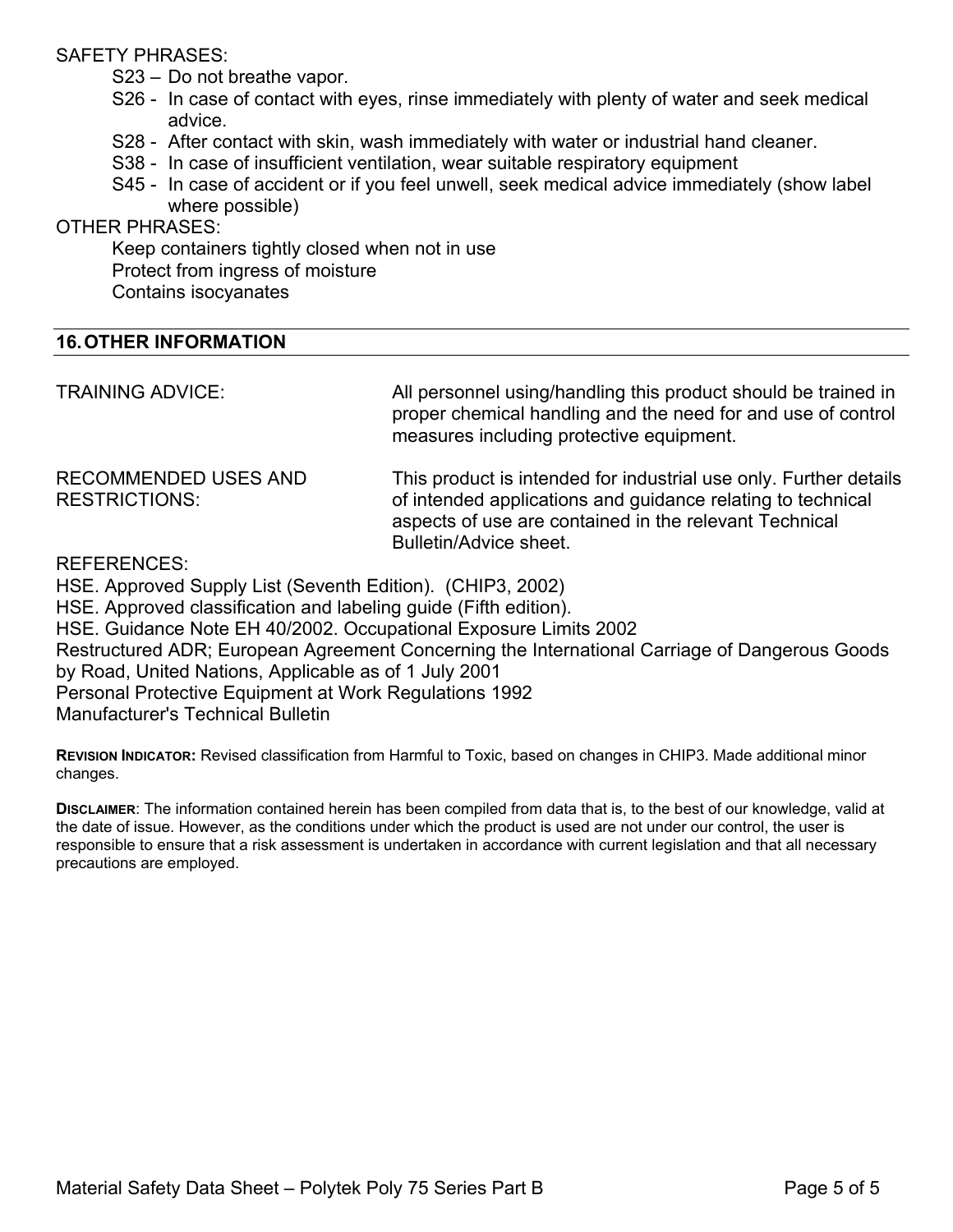SAFETY PHRASES:

- S23 – Do not breathe vapor.
- S26 - In case of contact with eyes, rinse immediately with plenty of water and seek medical advice.
- S28 - After contact with skin, wash immediately with water or industrial hand cleaner.
- S38 - In case of insufficient ventilation, wear suitable respiratory equipment
- S45 - In case of accident or if you feel unwell, seek medical advice immediately (show label where possible)

OTHER PHRASES:

Keep containers tightly closed when not in use
Protect from ingress of moisture
Contains isocyanates

## 16. OTHER INFORMATION

| | |
|---|---|
| TRAINING ADVICE: | All personnel using/handling this product should be trained in proper chemical handling and the need for and use of control measures including protective equipment. |
| RECOMMENDED USES AND RESTRICTIONS: | This product is intended for industrial use only. Further details of intended applications and guidance relating to technical aspects of use are contained in the relevant Technical Bulletin/Advice sheet. |

REFERENCES:

HSE. Approved Supply List (Seventh Edition). (CHIP3, 2002)
HSE. Approved classification and labeling guide (Fifth edition).
HSE. Guidance Note EH 40/2002. Occupational Exposure Limits 2002
Restructured ADR; European Agreement Concerning the International Carriage of Dangerous Goods by Road, United Nations, Applicable as of 1 July 2001
Personal Protective Equipment at Work Regulations 1992
Manufacturer's Technical Bulletin

**REVISION INDICATOR:** Revised classification from Harmful to Toxic, based on changes in CHIP3. Made additional minor changes.

**DISCLAIMER**: The information contained herein has been compiled from data that is, to the best of our knowledge, valid at the date of issue. However, as the conditions under which the product is used are not under our control, the user is responsible to ensure that a risk assessment is undertaken in accordance with current legislation and that all necessary precautions are employed.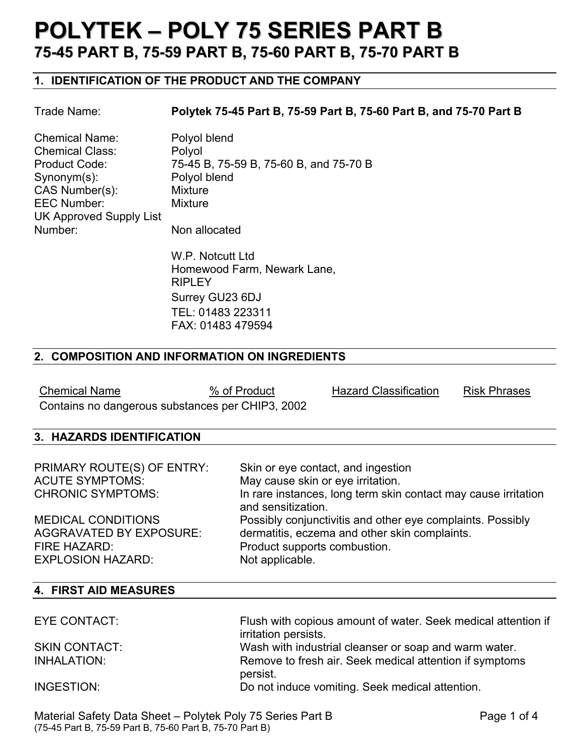# POLYTEK – POLY 75 SERIES PART B
## 75-45 PART B, 75-59 PART B, 75-60 PART B, 75-70 PART B

## 1. IDENTIFICATION OF THE PRODUCT AND THE COMPANY

| | |
|---|---|
| Trade Name: | **Polytek 75-45 Part B, 75-59 Part B, 75-60 Part B, and 75-70 Part B** |
| Chemical Name: | Polyol blend |
| Chemical Class: | Polyol |
| Product Code: | 75-45 B, 75-59 B, 75-60 B, and 75-70 B |
| Synonym(s): | Polyol blend |
| CAS Number(s): | Mixture |
| EEC Number: | Mixture |
| UK Approved Supply List Number: | Non allocated |

W.P. Notcutt Ltd
Homewood Farm, Newark Lane,
RIPLEY
Surrey GU23 6DJ
TEL: 01483 223311
FAX: 01483 479594

## 2. COMPOSITION AND INFORMATION ON INGREDIENTS

| Chemical Name | % of Product | Hazard Classification | Risk Phrases |
|---|---|---|---|
| Contains no dangerous substances per CHIP3, 2002 | | | |

## 3. HAZARDS IDENTIFICATION

| | |
|---|---|
| PRIMARY ROUTE(S) OF ENTRY: | Skin or eye contact, and ingestion |
| ACUTE SYMPTOMS: | May cause skin or eye irritation. |
| CHRONIC SYMPTOMS: | In rare instances, long term skin contact may cause irritation and sensitization. |
| MEDICAL CONDITIONS AGGRAVATED BY EXPOSURE: | Possibly conjunctivitis and other eye complaints. Possibly dermatitis, eczema and other skin complaints. |
| FIRE HAZARD: | Product supports combustion. |
| EXPLOSION HAZARD: | Not applicable. |

## 4. FIRST AID MEASURES

| | |
|---|---|
| EYE CONTACT: | Flush with copious amount of water. Seek medical attention if irritation persists. |
| SKIN CONTACT: | Wash with industrial cleanser or soap and warm water. |
| INHALATION: | Remove to fresh air. Seek medical attention if symptoms persist. |
| INGESTION: | Do not induce vomiting. Seek medical attention. |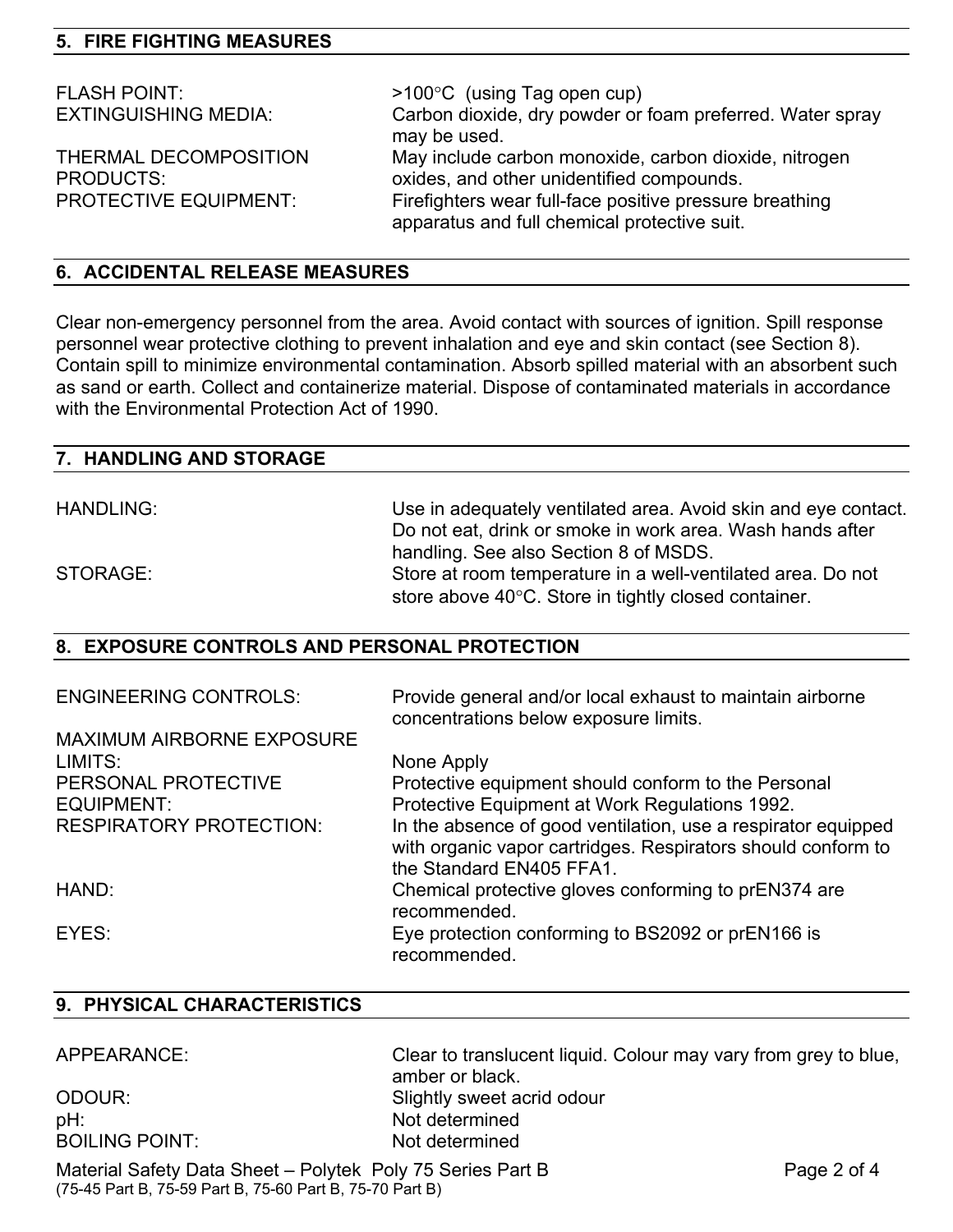## 5. FIRE FIGHTING MEASURES

| | |
|---|---|
| FLASH POINT: | >100°C (using Tag open cup) |
| EXTINGUISHING MEDIA: | Carbon dioxide, dry powder or foam preferred. Water spray may be used. |
| THERMAL DECOMPOSITION PRODUCTS: | May include carbon monoxide, carbon dioxide, nitrogen oxides, and other unidentified compounds. |
| PROTECTIVE EQUIPMENT: | Firefighters wear full-face positive pressure breathing apparatus and full chemical protective suit. |

## 6. ACCIDENTAL RELEASE MEASURES

Clear non-emergency personnel from the area. Avoid contact with sources of ignition. Spill response personnel wear protective clothing to prevent inhalation and eye and skin contact (see Section 8). Contain spill to minimize environmental contamination. Absorb spilled material with an absorbent such as sand or earth. Collect and containerize material. Dispose of contaminated materials in accordance with the Environmental Protection Act of 1990.

## 7. HANDLING AND STORAGE

| | |
|---|---|
| HANDLING: | Use in adequately ventilated area. Avoid skin and eye contact. Do not eat, drink or smoke in work area. Wash hands after handling. See also Section 8 of MSDS. |
| STORAGE: | Store at room temperature in a well-ventilated area. Do not store above 40°C. Store in tightly closed container. |

## 8. EXPOSURE CONTROLS AND PERSONAL PROTECTION

| | |
|---|---|
| ENGINEERING CONTROLS: | Provide general and/or local exhaust to maintain airborne concentrations below exposure limits. |
| MAXIMUM AIRBORNE EXPOSURE LIMITS: | None Apply |
| PERSONAL PROTECTIVE EQUIPMENT: | Protective equipment should conform to the Personal Protective Equipment at Work Regulations 1992. |
| RESPIRATORY PROTECTION: | In the absence of good ventilation, use a respirator equipped with organic vapor cartridges. Respirators should conform to the Standard EN405 FFA1. |
| HAND: | Chemical protective gloves conforming to prEN374 are recommended. |
| EYES: | Eye protection conforming to BS2092 or prEN166 is recommended. |

## 9. PHYSICAL CHARACTERISTICS

| | |
|---|---|
| APPEARANCE: | Clear to translucent liquid. Colour may vary from grey to blue, amber or black. |
| ODOUR: | Slightly sweet acrid odour |
| pH: | Not determined |
| BOILING POINT: | Not determined |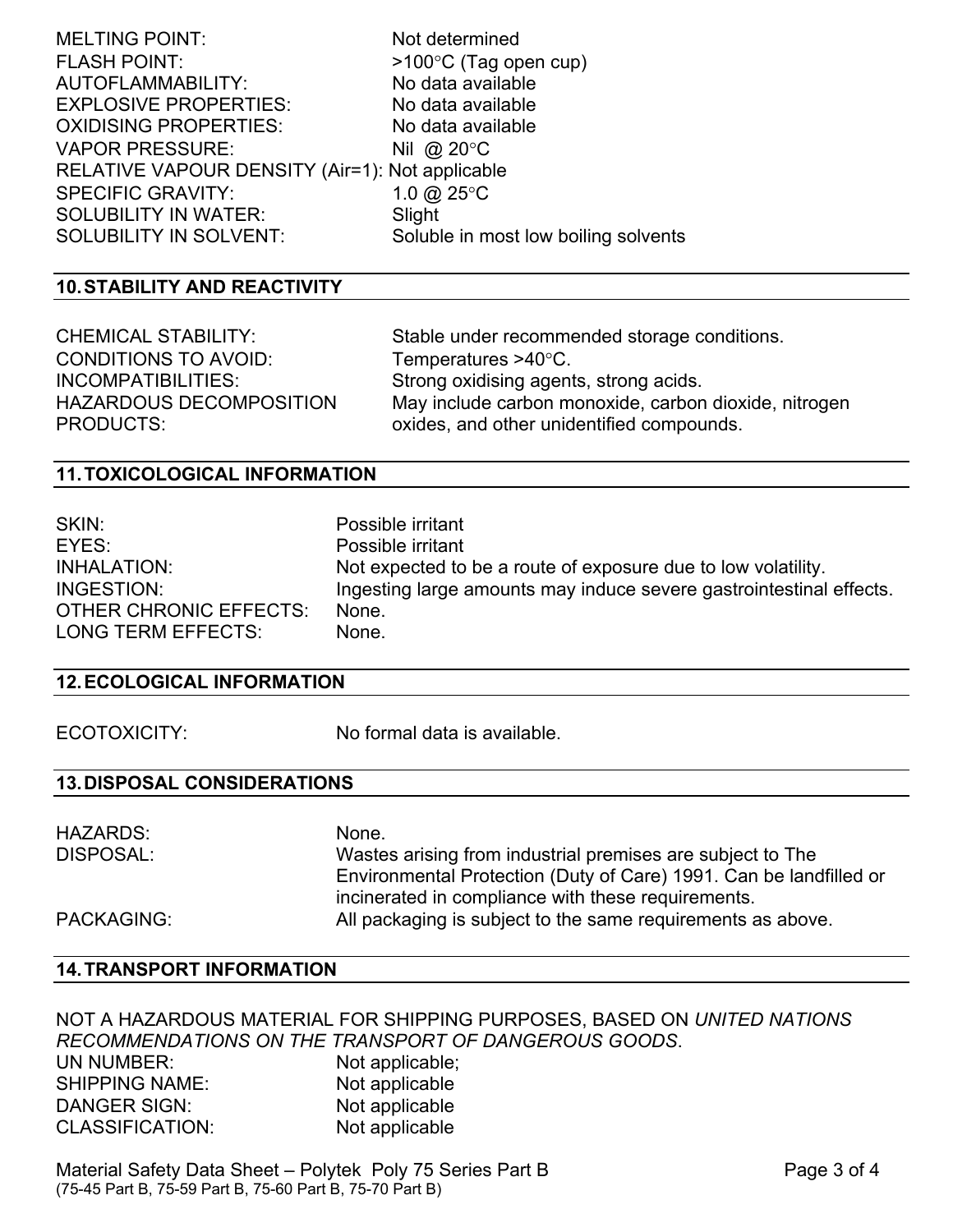| | |
|---|---|
| MELTING POINT: | Not determined |
| FLASH POINT: | >100°C (Tag open cup) |
| AUTOFLAMMABILITY: | No data available |
| EXPLOSIVE PROPERTIES: | No data available |
| OXIDISING PROPERTIES: | No data available |
| VAPOR PRESSURE: | Nil @ 20°C |
| RELATIVE VAPOUR DENSITY (Air=1): | Not applicable |
| SPECIFIC GRAVITY: | 1.0 @ 25°C |
| SOLUBILITY IN WATER: | Slight |
| SOLUBILITY IN SOLVENT: | Soluble in most low boiling solvents |

## 10. STABILITY AND REACTIVITY

| | |
|---|---|
| CHEMICAL STABILITY: | Stable under recommended storage conditions. |
| CONDITIONS TO AVOID: | Temperatures >40°C. |
| INCOMPATIBILITIES: | Strong oxidising agents, strong acids. |
| HAZARDOUS DECOMPOSITION PRODUCTS: | May include carbon monoxide, carbon dioxide, nitrogen oxides, and other unidentified compounds. |

## 11. TOXICOLOGICAL INFORMATION

| | |
|---|---|
| SKIN: | Possible irritant |
| EYES: | Possible irritant |
| INHALATION: | Not expected to be a route of exposure due to low volatility. |
| INGESTION: | Ingesting large amounts may induce severe gastrointestinal effects. |
| OTHER CHRONIC EFFECTS: | None. |
| LONG TERM EFFECTS: | None. |

## 12. ECOLOGICAL INFORMATION

| | |
|---|---|
| ECOTOXICITY: | No formal data is available. |

## 13. DISPOSAL CONSIDERATIONS

| | |
|---|---|
| HAZARDS: | None. |
| DISPOSAL: | Wastes arising from industrial premises are subject to The Environmental Protection (Duty of Care) 1991. Can be landfilled or incinerated in compliance with these requirements. |
| PACKAGING: | All packaging is subject to the same requirements as above. |

## 14. TRANSPORT INFORMATION

NOT A HAZARDOUS MATERIAL FOR SHIPPING PURPOSES, BASED ON *UNITED NATIONS RECOMMENDATIONS ON THE TRANSPORT OF DANGEROUS GOODS*.

| | |
|---|---|
| UN NUMBER: | Not applicable; |
| SHIPPING NAME: | Not applicable |
| DANGER SIGN: | Not applicable |
| CLASSIFICATION: | Not applicable |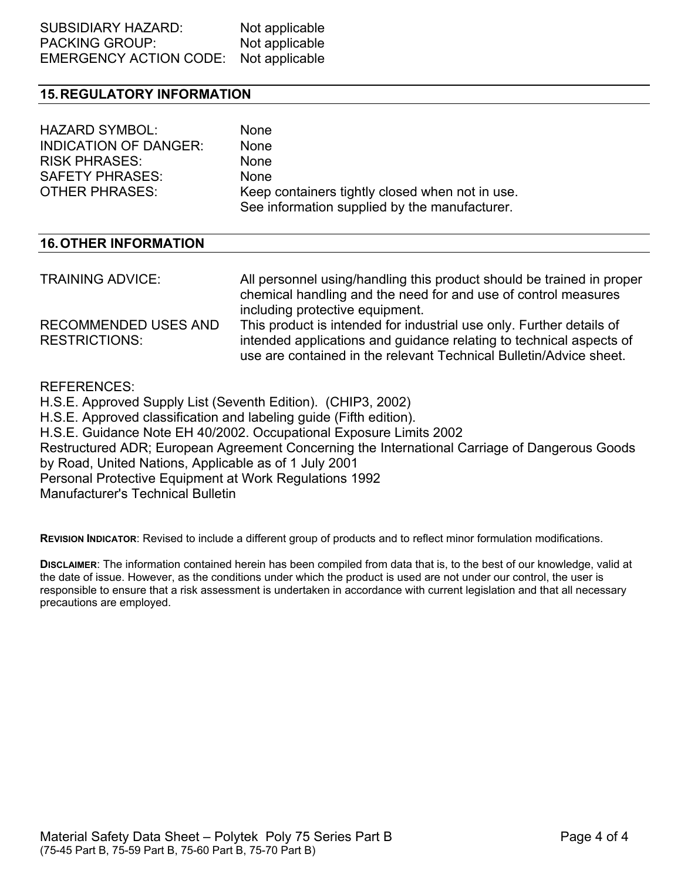| | |
|---|---|
| SUBSIDIARY HAZARD: | Not applicable |
| PACKING GROUP: | Not applicable |
| EMERGENCY ACTION CODE: | Not applicable |

## 15. REGULATORY INFORMATION

| | |
|---|---|
| HAZARD SYMBOL: | None |
| INDICATION OF DANGER: | None |
| RISK PHRASES: | None |
| SAFETY PHRASES: | None |
| OTHER PHRASES: | Keep containers tightly closed when not in use. See information supplied by the manufacturer. |

## 16. OTHER INFORMATION

| | |
|---|---|
| TRAINING ADVICE: | All personnel using/handling this product should be trained in proper chemical handling and the need for and use of control measures including protective equipment. |
| RECOMMENDED USES AND RESTRICTIONS: | This product is intended for industrial use only. Further details of intended applications and guidance relating to technical aspects of use are contained in the relevant Technical Bulletin/Advice sheet. |

REFERENCES:
H.S.E. Approved Supply List (Seventh Edition). (CHIP3, 2002)
H.S.E. Approved classification and labeling guide (Fifth edition).
H.S.E. Guidance Note EH 40/2002. Occupational Exposure Limits 2002
Restructured ADR; European Agreement Concerning the International Carriage of Dangerous Goods by Road, United Nations, Applicable as of 1 July 2001
Personal Protective Equipment at Work Regulations 1992
Manufacturer's Technical Bulletin

**REVISION INDICATOR**: Revised to include a different group of products and to reflect minor formulation modifications.

**DISCLAIMER**: The information contained herein has been compiled from data that is, to the best of our knowledge, valid at the date of issue. However, as the conditions under which the product is used are not under our control, the user is responsible to ensure that a risk assessment is undertaken in accordance with current legislation and that all necessary precautions are employed.